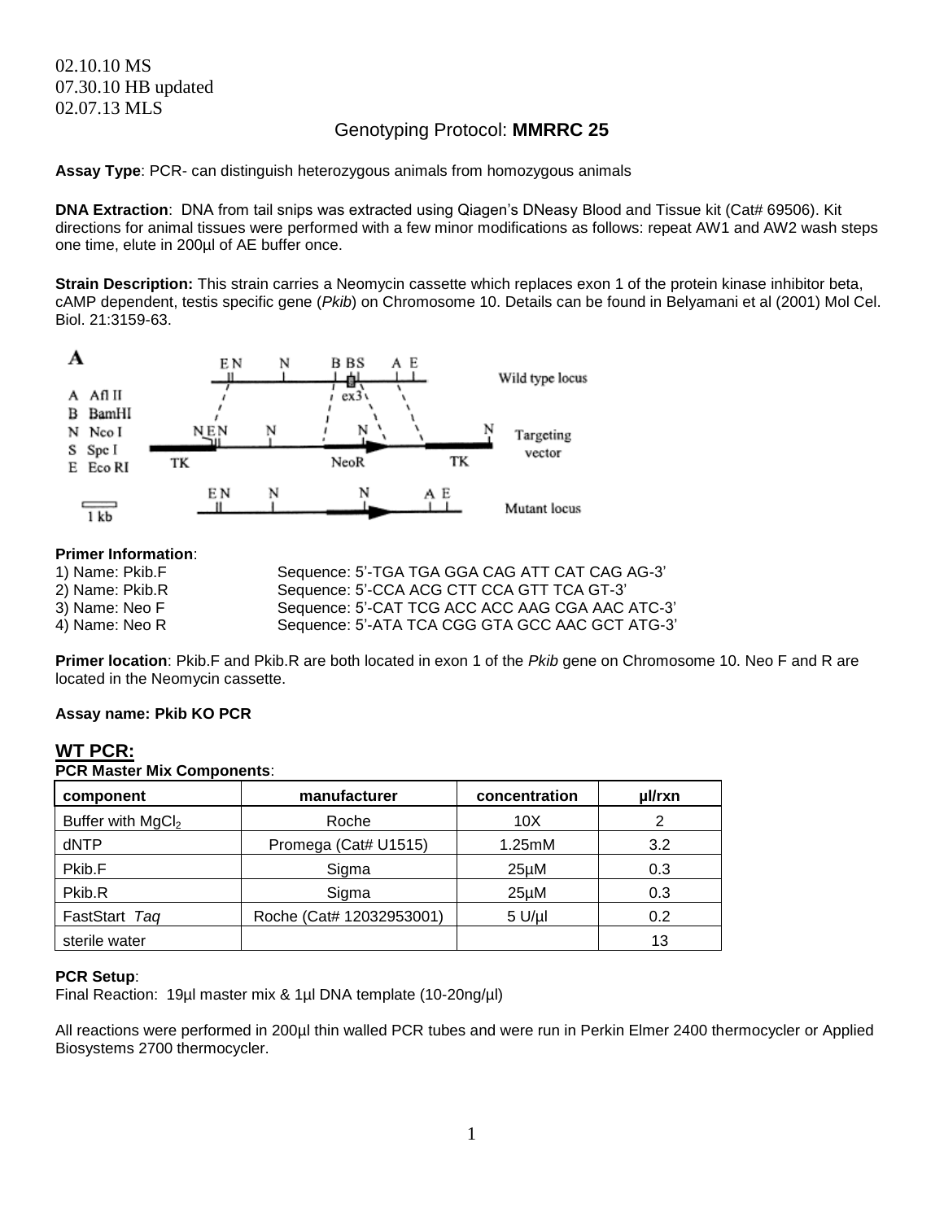02.10.10 MS
07.30.10 HB updated
02.07.13 MLS

# Genotyping Protocol: **MMRRC 25**

**Assay Type**: PCR- can distinguish heterozygous animals from homozygous animals

**DNA Extraction**: DNA from tail snips was extracted using Qiagen's DNeasy Blood and Tissue kit (Cat# 69506). Kit directions for animal tissues were performed with a few minor modifications as follows: repeat AW1 and AW2 wash steps one time, elute in 200µl of AE buffer once.

**Strain Description:** This strain carries a Neomycin cassette which replaces exon 1 of the protein kinase inhibitor beta, cAMP dependent, testis specific gene (*Pkib*) on Chromosome 10. Details can be found in Belyamani et al (2001) Mol Cel. Biol. 21:3159-63.

**Primer Information**:

1) Name: Pkib.F Sequence: 5'-TGA TGA GGA CAG ATT CAT CAG AG-3'
2) Name: Pkib.R Sequence: 5'-CCA ACG CTT CCA GTT TCA GT-3'
3) Name: Neo F Sequence: 5'-CAT TCG ACC ACC AAG CGA AAC ATC-3'
4) Name: Neo R Sequence: 5'-ATA TCA CGG GTA GCC AAC GCT ATG-3'

**Primer location**: Pkib.F and Pkib.R are both located in exon 1 of the *Pkib* gene on Chromosome 10. Neo F and R are located in the Neomycin cassette.

**Assay name: Pkib KO PCR**

## WT PCR:

**PCR Master Mix Components**:

| component | manufacturer | concentration | µl/rxn |
|---|---|---|---|
| Buffer with $MgCl_2$ | Roche | 10X | 2 |
| dNTP | Promega (Cat# U1515) | 1.25mM | 3.2 |
| Pkib.F | Sigma | 25µM | 0.3 |
| Pkib.R | Sigma | 25µM | 0.3 |
| FastStart *Taq* | Roche (Cat# 12032953001) | 5 U/µl | 0.2 |
| sterile water | | | 13 |

**PCR Setup**:
Final Reaction: 19µl master mix & 1µl DNA template (10-20ng/µl)

All reactions were performed in 200µl thin walled PCR tubes and were run in Perkin Elmer 2400 thermocycler or Applied Biosystems 2700 thermocycler.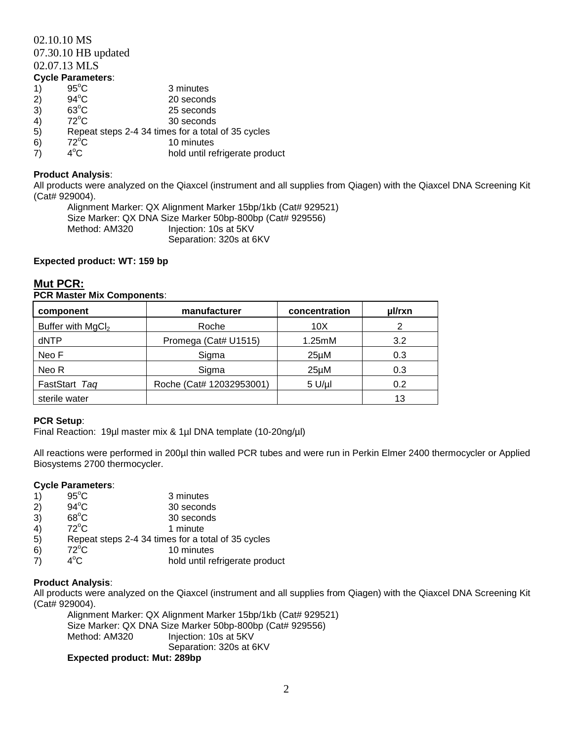02.10.10 MS

07.30.10 HB updated

02.07.13 MLS

**Cycle Parameters**:

1) 95°C 3 minutes
2) 94°C 20 seconds
3) 63°C 25 seconds
4) 72°C 30 seconds
5) Repeat steps 2-4 34 times for a total of 35 cycles
6) 72°C 10 minutes
7) 4°C hold until refrigerate product

**Product Analysis**:

All products were analyzed on the Qiaxcel (instrument and all supplies from Qiagen) with the Qiaxcel DNA Screening Kit (Cat# 929004).

Alignment Marker: QX Alignment Marker 15bp/1kb (Cat# 929521)
Size Marker: QX DNA Size Marker 50bp-800bp (Cat# 929556)
Method: AM320 Injection: 10s at 5KV
Separation: 320s at 6KV

**Expected product: WT: 159 bp**

## Mut PCR:

**PCR Master Mix Components**:

| component | manufacturer | concentration | µl/rxn |
|---|---|---|---|
| Buffer with $MgCl_2$ | Roche | 10X | 2 |
| dNTP | Promega (Cat# U1515) | 1.25mM | 3.2 |
| Neo F | Sigma | 25µM | 0.3 |
| Neo R | Sigma | 25µM | 0.3 |
| FastStart *Taq* | Roche (Cat# 12032953001) | 5 U/µl | 0.2 |
| sterile water | | | 13 |

**PCR Setup**:

Final Reaction: 19µl master mix & 1µl DNA template (10-20ng/µl)

All reactions were performed in 200µl thin walled PCR tubes and were run in Perkin Elmer 2400 thermocycler or Applied Biosystems 2700 thermocycler.

**Cycle Parameters**:

1) 95°C 3 minutes
2) 94°C 30 seconds
3) 68°C 30 seconds
4) 72°C 1 minute
5) Repeat steps 2-4 34 times for a total of 35 cycles
6) 72°C 10 minutes
7) 4°C hold until refrigerate product

**Product Analysis**:

All products were analyzed on the Qiaxcel (instrument and all supplies from Qiagen) with the Qiaxcel DNA Screening Kit (Cat# 929004).

Alignment Marker: QX Alignment Marker 15bp/1kb (Cat# 929521)
Size Marker: QX DNA Size Marker 50bp-800bp (Cat# 929556)
Method: AM320 Injection: 10s at 5KV
Separation: 320s at 6KV

**Expected product: Mut: 289bp**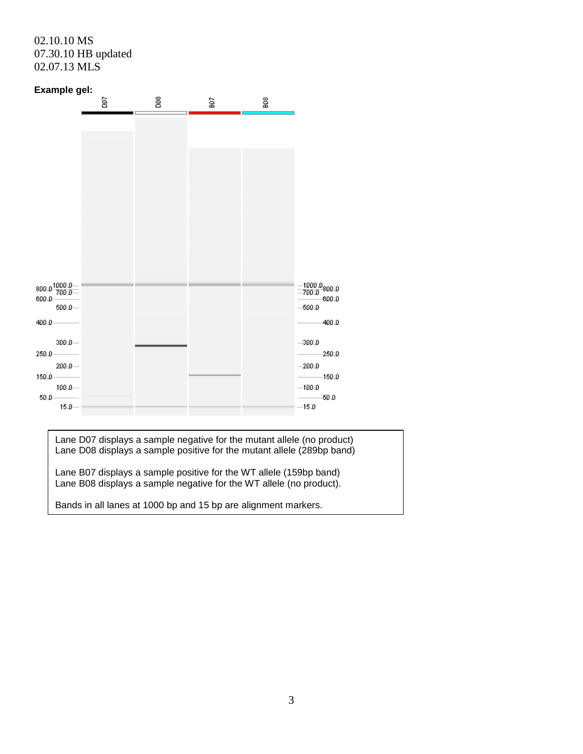02.10.10 MS
07.30.10 HB updated
02.07.13 MLS

**Example gel:**

D07
D08
B07
B08

1000.0
800.0
700.0
600.0
500.0
400.0
300.0
250.0
200.0
150.0
100.0
50.0
15.0

Lane D07 displays a sample negative for the mutant allele (no product)
Lane D08 displays a sample positive for the mutant allele (289bp band)

Lane B07 displays a sample positive for the WT allele (159bp band)
Lane B08 displays a sample negative for the WT allele (no product).

Bands in all lanes at 1000 bp and 15 bp are alignment markers.